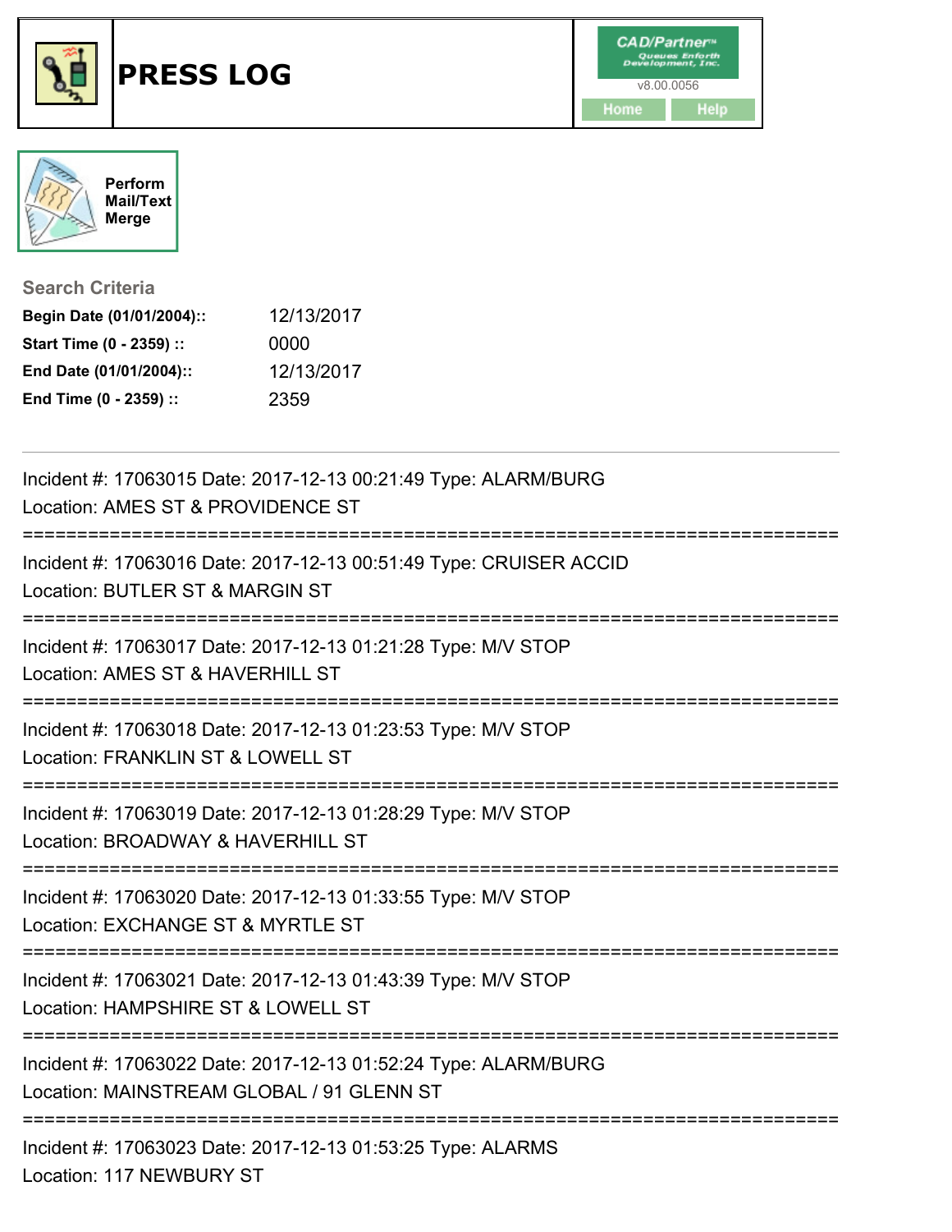# PRESS LOG

CAD/Partner™ Queues Enforth Development, Inc.
v8.00.0056

Home | Help

Perform Mail/Text Merge

## Search Criteria

**Begin Date (01/01/2004)::** 12/13/2017
**Start Time (0 - 2359) ::** 0000
**End Date (01/01/2004)::** 12/13/2017
**End Time (0 - 2359) ::** 2359

---

Incident #: 17063015 Date: 2017-12-13 00:21:49 Type: ALARM/BURG
Location: AMES ST & PROVIDENCE ST

===========================================================================

Incident #: 17063016 Date: 2017-12-13 00:51:49 Type: CRUISER ACCID
Location: BUTLER ST & MARGIN ST

===========================================================================

Incident #: 17063017 Date: 2017-12-13 01:21:28 Type: M/V STOP
Location: AMES ST & HAVERHILL ST

===========================================================================

Incident #: 17063018 Date: 2017-12-13 01:23:53 Type: M/V STOP
Location: FRANKLIN ST & LOWELL ST

===========================================================================

Incident #: 17063019 Date: 2017-12-13 01:28:29 Type: M/V STOP
Location: BROADWAY & HAVERHILL ST

===========================================================================

Incident #: 17063020 Date: 2017-12-13 01:33:55 Type: M/V STOP
Location: EXCHANGE ST & MYRTLE ST

===========================================================================

Incident #: 17063021 Date: 2017-12-13 01:43:39 Type: M/V STOP
Location: HAMPSHIRE ST & LOWELL ST

===========================================================================

Incident #: 17063022 Date: 2017-12-13 01:52:24 Type: ALARM/BURG
Location: MAINSTREAM GLOBAL / 91 GLENN ST

===========================================================================

Incident #: 17063023 Date: 2017-12-13 01:53:25 Type: ALARMS
Location: 117 NEWBURY ST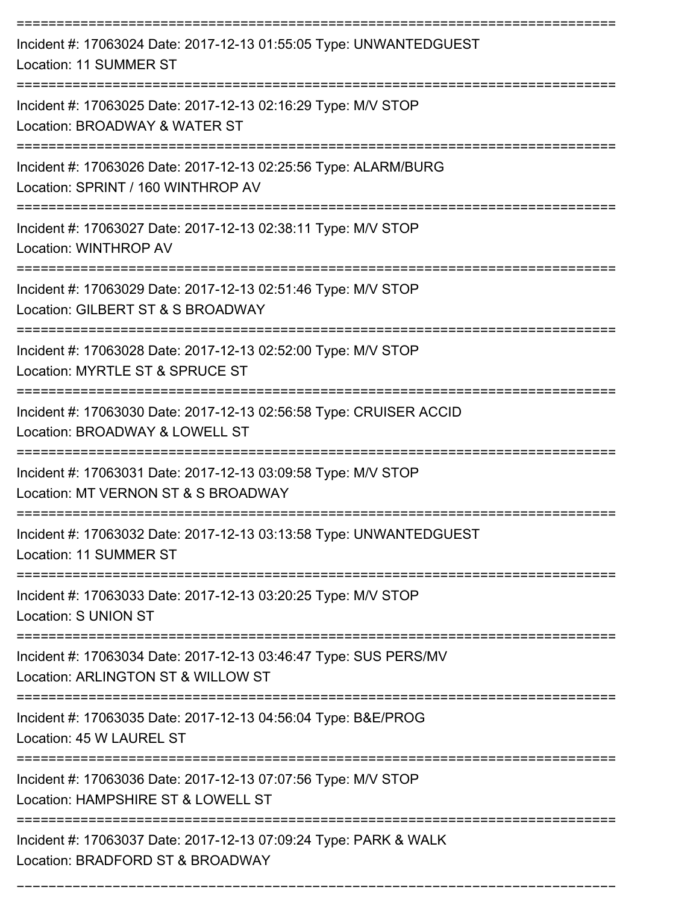===========================================================================

Incident #: 17063024 Date: 2017-12-13 01:55:05 Type: UNWANTEDGUEST

Location: 11 SUMMER ST

===========================================================================

Incident #: 17063025 Date: 2017-12-13 02:16:29 Type: M/V STOP

Location: BROADWAY & WATER ST

===========================================================================

Incident #: 17063026 Date: 2017-12-13 02:25:56 Type: ALARM/BURG

Location: SPRINT / 160 WINTHROP AV

===========================================================================

Incident #: 17063027 Date: 2017-12-13 02:38:11 Type: M/V STOP

Location: WINTHROP AV

===========================================================================

Incident #: 17063029 Date: 2017-12-13 02:51:46 Type: M/V STOP

Location: GILBERT ST & S BROADWAY

===========================================================================

Incident #: 17063028 Date: 2017-12-13 02:52:00 Type: M/V STOP

Location: MYRTLE ST & SPRUCE ST

===========================================================================

Incident #: 17063030 Date: 2017-12-13 02:56:58 Type: CRUISER ACCID

Location: BROADWAY & LOWELL ST

===========================================================================

Incident #: 17063031 Date: 2017-12-13 03:09:58 Type: M/V STOP

Location: MT VERNON ST & S BROADWAY

===========================================================================

Incident #: 17063032 Date: 2017-12-13 03:13:58 Type: UNWANTEDGUEST

Location: 11 SUMMER ST

===========================================================================

Incident #: 17063033 Date: 2017-12-13 03:20:25 Type: M/V STOP

Location: S UNION ST

===========================================================================

Incident #: 17063034 Date: 2017-12-13 03:46:47 Type: SUS PERS/MV

Location: ARLINGTON ST & WILLOW ST

===========================================================================

Incident #: 17063035 Date: 2017-12-13 04:56:04 Type: B&E/PROG

Location: 45 W LAUREL ST

===========================================================================

Incident #: 17063036 Date: 2017-12-13 07:07:56 Type: M/V STOP

Location: HAMPSHIRE ST & LOWELL ST

===========================================================================

Incident #: 17063037 Date: 2017-12-13 07:09:24 Type: PARK & WALK

Location: BRADFORD ST & BROADWAY

===========================================================================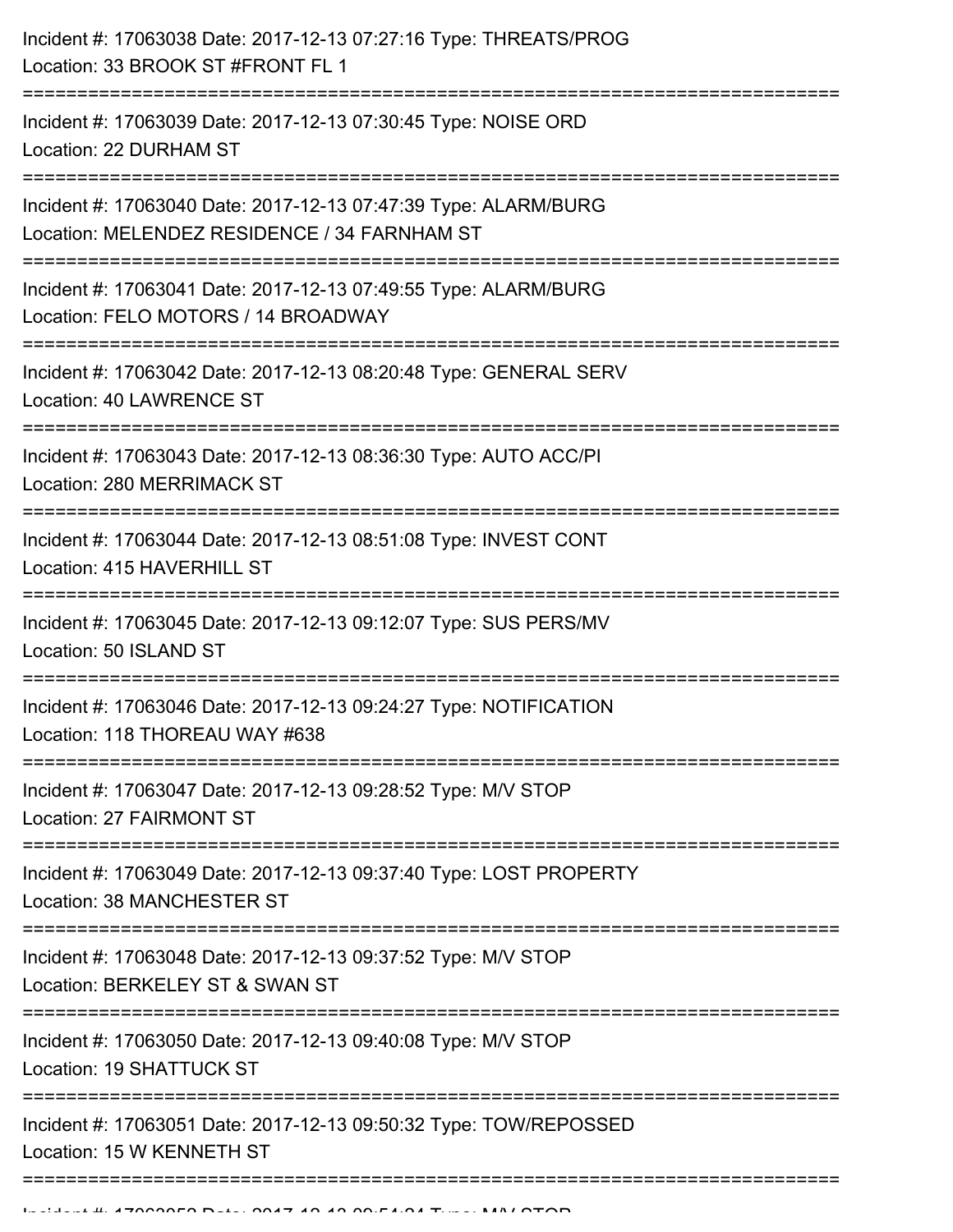Incident #: 17063038 Date: 2017-12-13 07:27:16 Type: THREATS/PROG
Location: 33 BROOK ST #FRONT FL 1

===========================================================================

Incident #: 17063039 Date: 2017-12-13 07:30:45 Type: NOISE ORD
Location: 22 DURHAM ST

===========================================================================

Incident #: 17063040 Date: 2017-12-13 07:47:39 Type: ALARM/BURG
Location: MELENDEZ RESIDENCE / 34 FARNHAM ST

===========================================================================

Incident #: 17063041 Date: 2017-12-13 07:49:55 Type: ALARM/BURG
Location: FELO MOTORS / 14 BROADWAY

===========================================================================

Incident #: 17063042 Date: 2017-12-13 08:20:48 Type: GENERAL SERV
Location: 40 LAWRENCE ST

===========================================================================

Incident #: 17063043 Date: 2017-12-13 08:36:30 Type: AUTO ACC/PI
Location: 280 MERRIMACK ST

===========================================================================

Incident #: 17063044 Date: 2017-12-13 08:51:08 Type: INVEST CONT
Location: 415 HAVERHILL ST

===========================================================================

Incident #: 17063045 Date: 2017-12-13 09:12:07 Type: SUS PERS/MV
Location: 50 ISLAND ST

===========================================================================

Incident #: 17063046 Date: 2017-12-13 09:24:27 Type: NOTIFICATION
Location: 118 THOREAU WAY #638

===========================================================================

Incident #: 17063047 Date: 2017-12-13 09:28:52 Type: M/V STOP
Location: 27 FAIRMONT ST

===========================================================================

Incident #: 17063049 Date: 2017-12-13 09:37:40 Type: LOST PROPERTY
Location: 38 MANCHESTER ST

===========================================================================

Incident #: 17063048 Date: 2017-12-13 09:37:52 Type: M/V STOP
Location: BERKELEY ST & SWAN ST

===========================================================================

Incident #: 17063050 Date: 2017-12-13 09:40:08 Type: M/V STOP
Location: 19 SHATTUCK ST

===========================================================================

Incident #: 17063051 Date: 2017-12-13 09:50:32 Type: TOW/REPOSSED
Location: 15 W KENNETH ST

===========================================================================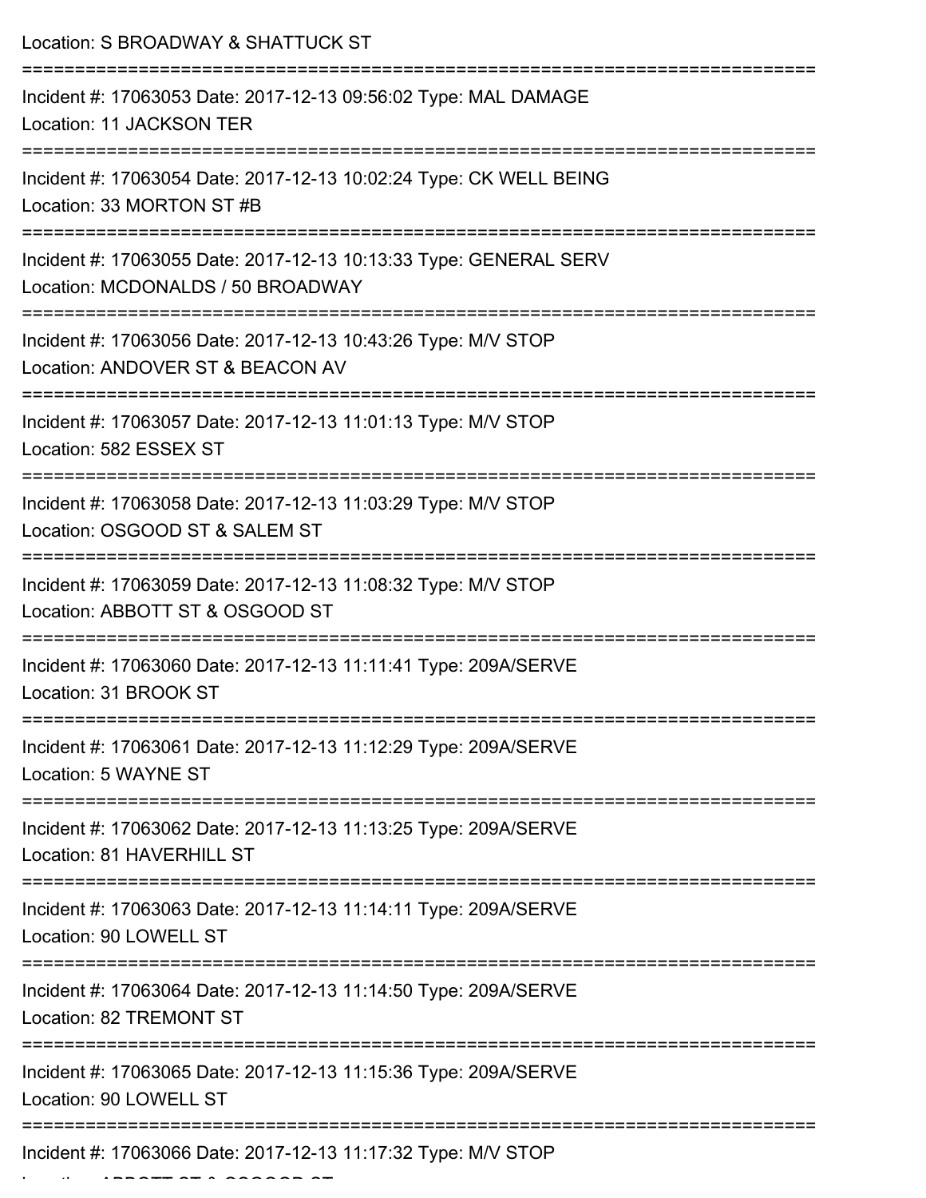Location: S BROADWAY & SHATTUCK ST

===========================================================================

Incident #: 17063053 Date: 2017-12-13 09:56:02 Type: MAL DAMAGE
Location: 11 JACKSON TER

===========================================================================

Incident #: 17063054 Date: 2017-12-13 10:02:24 Type: CK WELL BEING
Location: 33 MORTON ST #B

===========================================================================

Incident #: 17063055 Date: 2017-12-13 10:13:33 Type: GENERAL SERV
Location: MCDONALDS / 50 BROADWAY

===========================================================================

Incident #: 17063056 Date: 2017-12-13 10:43:26 Type: M/V STOP
Location: ANDOVER ST & BEACON AV

===========================================================================

Incident #: 17063057 Date: 2017-12-13 11:01:13 Type: M/V STOP
Location: 582 ESSEX ST

===========================================================================

Incident #: 17063058 Date: 2017-12-13 11:03:29 Type: M/V STOP
Location: OSGOOD ST & SALEM ST

===========================================================================

Incident #: 17063059 Date: 2017-12-13 11:08:32 Type: M/V STOP
Location: ABBOTT ST & OSGOOD ST

===========================================================================

Incident #: 17063060 Date: 2017-12-13 11:11:41 Type: 209A/SERVE
Location: 31 BROOK ST

===========================================================================

Incident #: 17063061 Date: 2017-12-13 11:12:29 Type: 209A/SERVE
Location: 5 WAYNE ST

===========================================================================

Incident #: 17063062 Date: 2017-12-13 11:13:25 Type: 209A/SERVE
Location: 81 HAVERHILL ST

===========================================================================

Incident #: 17063063 Date: 2017-12-13 11:14:11 Type: 209A/SERVE
Location: 90 LOWELL ST

===========================================================================

Incident #: 17063064 Date: 2017-12-13 11:14:50 Type: 209A/SERVE
Location: 82 TREMONT ST

===========================================================================

Incident #: 17063065 Date: 2017-12-13 11:15:36 Type: 209A/SERVE
Location: 90 LOWELL ST

===========================================================================

Incident #: 17063066 Date: 2017-12-13 11:17:32 Type: M/V STOP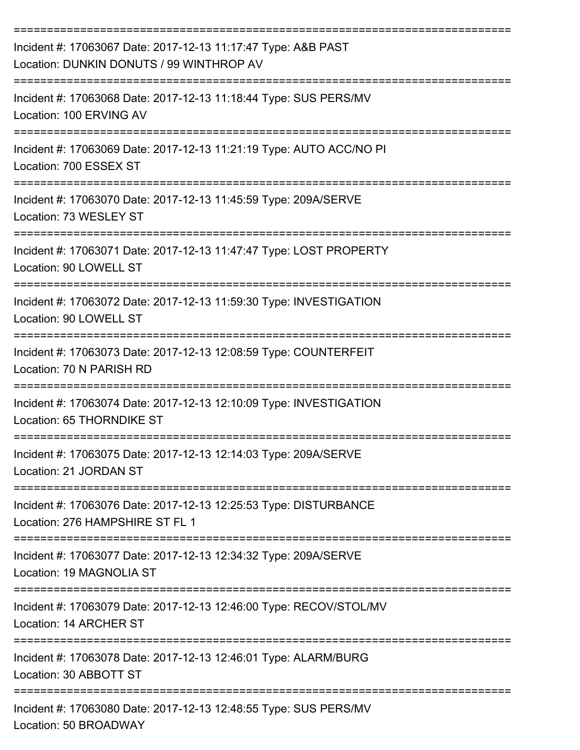===========================================================================

Incident #: 17063067 Date: 2017-12-13 11:17:47 Type: A&B PAST
Location: DUNKIN DONUTS / 99 WINTHROP AV

===========================================================================

Incident #: 17063068 Date: 2017-12-13 11:18:44 Type: SUS PERS/MV
Location: 100 ERVING AV

===========================================================================

Incident #: 17063069 Date: 2017-12-13 11:21:19 Type: AUTO ACC/NO PI
Location: 700 ESSEX ST

===========================================================================

Incident #: 17063070 Date: 2017-12-13 11:45:59 Type: 209A/SERVE
Location: 73 WESLEY ST

===========================================================================

Incident #: 17063071 Date: 2017-12-13 11:47:47 Type: LOST PROPERTY
Location: 90 LOWELL ST

===========================================================================

Incident #: 17063072 Date: 2017-12-13 11:59:30 Type: INVESTIGATION
Location: 90 LOWELL ST

===========================================================================

Incident #: 17063073 Date: 2017-12-13 12:08:59 Type: COUNTERFEIT
Location: 70 N PARISH RD

===========================================================================

Incident #: 17063074 Date: 2017-12-13 12:10:09 Type: INVESTIGATION
Location: 65 THORNDIKE ST

===========================================================================

Incident #: 17063075 Date: 2017-12-13 12:14:03 Type: 209A/SERVE
Location: 21 JORDAN ST

===========================================================================

Incident #: 17063076 Date: 2017-12-13 12:25:53 Type: DISTURBANCE
Location: 276 HAMPSHIRE ST FL 1

===========================================================================

Incident #: 17063077 Date: 2017-12-13 12:34:32 Type: 209A/SERVE
Location: 19 MAGNOLIA ST

===========================================================================

Incident #: 17063079 Date: 2017-12-13 12:46:00 Type: RECOV/STOL/MV
Location: 14 ARCHER ST

===========================================================================

Incident #: 17063078 Date: 2017-12-13 12:46:01 Type: ALARM/BURG
Location: 30 ABBOTT ST

===========================================================================

Incident #: 17063080 Date: 2017-12-13 12:48:55 Type: SUS PERS/MV
Location: 50 BROADWAY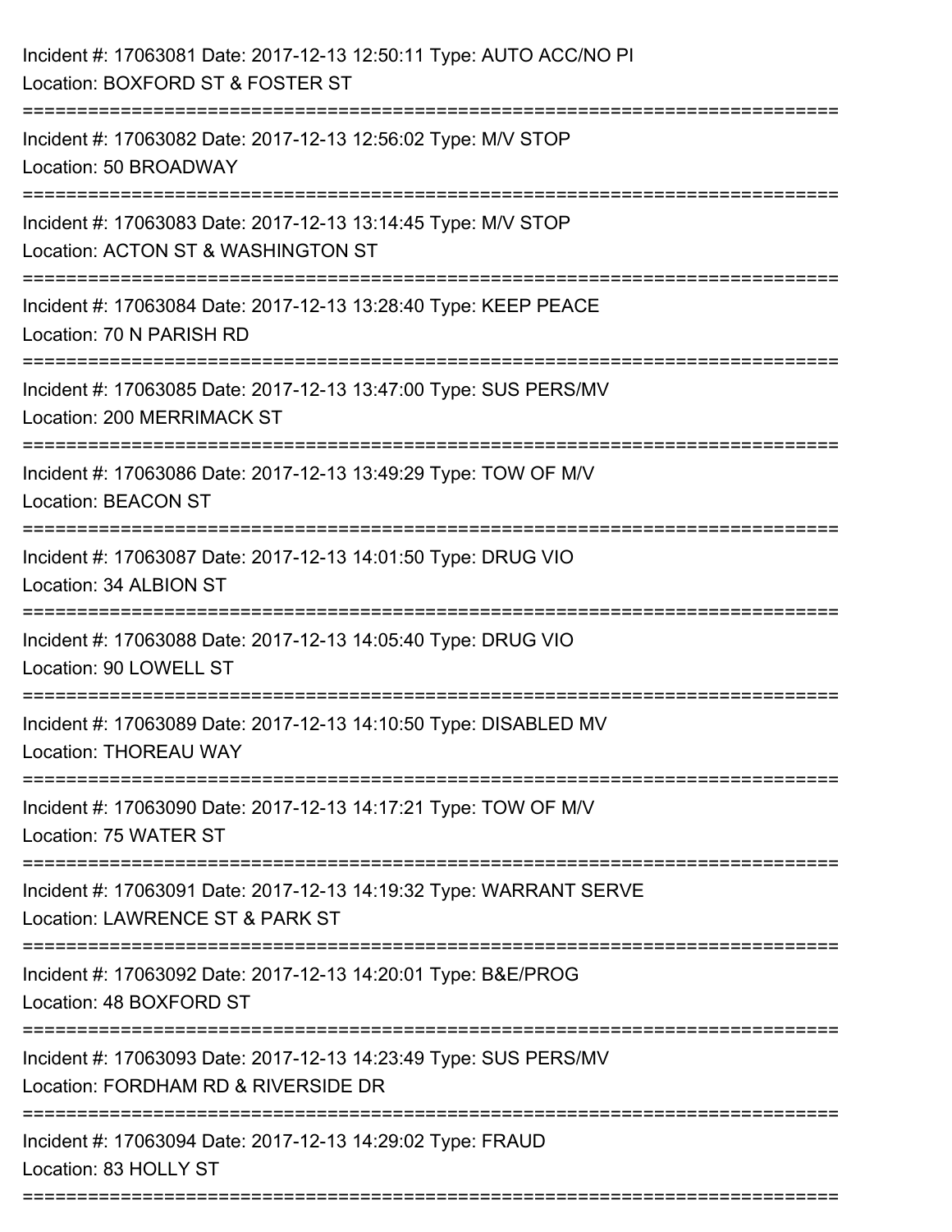Incident #: 17063081 Date: 2017-12-13 12:50:11 Type: AUTO ACC/NO PI
Location: BOXFORD ST & FOSTER ST

===========================================================================

Incident #: 17063082 Date: 2017-12-13 12:56:02 Type: M/V STOP
Location: 50 BROADWAY

===========================================================================

Incident #: 17063083 Date: 2017-12-13 13:14:45 Type: M/V STOP
Location: ACTON ST & WASHINGTON ST

===========================================================================

Incident #: 17063084 Date: 2017-12-13 13:28:40 Type: KEEP PEACE
Location: 70 N PARISH RD

===========================================================================

Incident #: 17063085 Date: 2017-12-13 13:47:00 Type: SUS PERS/MV
Location: 200 MERRIMACK ST

===========================================================================

Incident #: 17063086 Date: 2017-12-13 13:49:29 Type: TOW OF M/V
Location: BEACON ST

===========================================================================

Incident #: 17063087 Date: 2017-12-13 14:01:50 Type: DRUG VIO
Location: 34 ALBION ST

===========================================================================

Incident #: 17063088 Date: 2017-12-13 14:05:40 Type: DRUG VIO
Location: 90 LOWELL ST

===========================================================================

Incident #: 17063089 Date: 2017-12-13 14:10:50 Type: DISABLED MV
Location: THOREAU WAY

===========================================================================

Incident #: 17063090 Date: 2017-12-13 14:17:21 Type: TOW OF M/V
Location: 75 WATER ST

===========================================================================

Incident #: 17063091 Date: 2017-12-13 14:19:32 Type: WARRANT SERVE
Location: LAWRENCE ST & PARK ST

===========================================================================

Incident #: 17063092 Date: 2017-12-13 14:20:01 Type: B&E/PROG
Location: 48 BOXFORD ST

===========================================================================

Incident #: 17063093 Date: 2017-12-13 14:23:49 Type: SUS PERS/MV
Location: FORDHAM RD & RIVERSIDE DR

===========================================================================

Incident #: 17063094 Date: 2017-12-13 14:29:02 Type: FRAUD
Location: 83 HOLLY ST

===========================================================================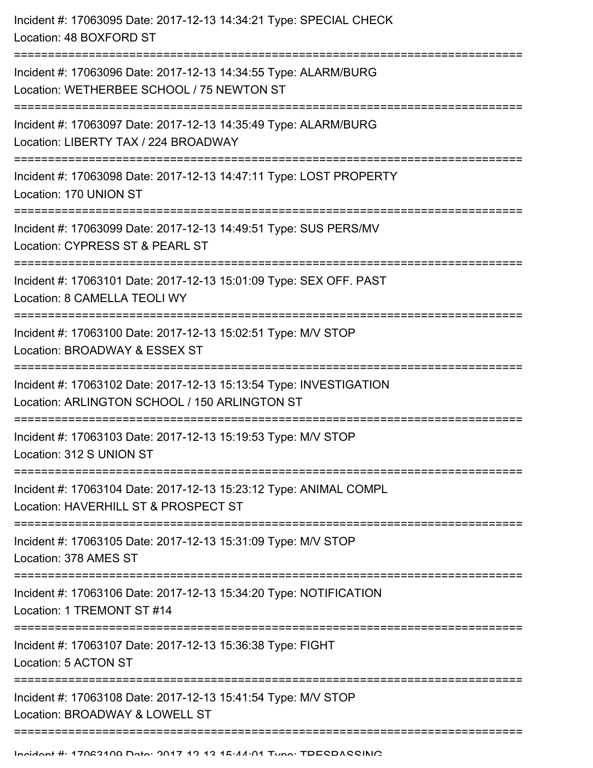Incident #: 17063095 Date: 2017-12-13 14:34:21 Type: SPECIAL CHECK
Location: 48 BOXFORD ST

===========================================================================

Incident #: 17063096 Date: 2017-12-13 14:34:55 Type: ALARM/BURG
Location: WETHERBEE SCHOOL / 75 NEWTON ST

===========================================================================

Incident #: 17063097 Date: 2017-12-13 14:35:49 Type: ALARM/BURG
Location: LIBERTY TAX / 224 BROADWAY

===========================================================================

Incident #: 17063098 Date: 2017-12-13 14:47:11 Type: LOST PROPERTY
Location: 170 UNION ST

===========================================================================

Incident #: 17063099 Date: 2017-12-13 14:49:51 Type: SUS PERS/MV
Location: CYPRESS ST & PEARL ST

===========================================================================

Incident #: 17063101 Date: 2017-12-13 15:01:09 Type: SEX OFF. PAST
Location: 8 CAMELLA TEOLI WY

===========================================================================

Incident #: 17063100 Date: 2017-12-13 15:02:51 Type: M/V STOP
Location: BROADWAY & ESSEX ST

===========================================================================

Incident #: 17063102 Date: 2017-12-13 15:13:54 Type: INVESTIGATION
Location: ARLINGTON SCHOOL / 150 ARLINGTON ST

===========================================================================

Incident #: 17063103 Date: 2017-12-13 15:19:53 Type: M/V STOP
Location: 312 S UNION ST

===========================================================================

Incident #: 17063104 Date: 2017-12-13 15:23:12 Type: ANIMAL COMPL
Location: HAVERHILL ST & PROSPECT ST

===========================================================================

Incident #: 17063105 Date: 2017-12-13 15:31:09 Type: M/V STOP
Location: 378 AMES ST

===========================================================================

Incident #: 17063106 Date: 2017-12-13 15:34:20 Type: NOTIFICATION
Location: 1 TREMONT ST #14

===========================================================================

Incident #: 17063107 Date: 2017-12-13 15:36:38 Type: FIGHT
Location: 5 ACTON ST

===========================================================================

Incident #: 17063108 Date: 2017-12-13 15:41:54 Type: M/V STOP
Location: BROADWAY & LOWELL ST

===========================================================================

Incident #: 17063109 Date: 2017-12-13 15:44:01 Type: TRESPASSING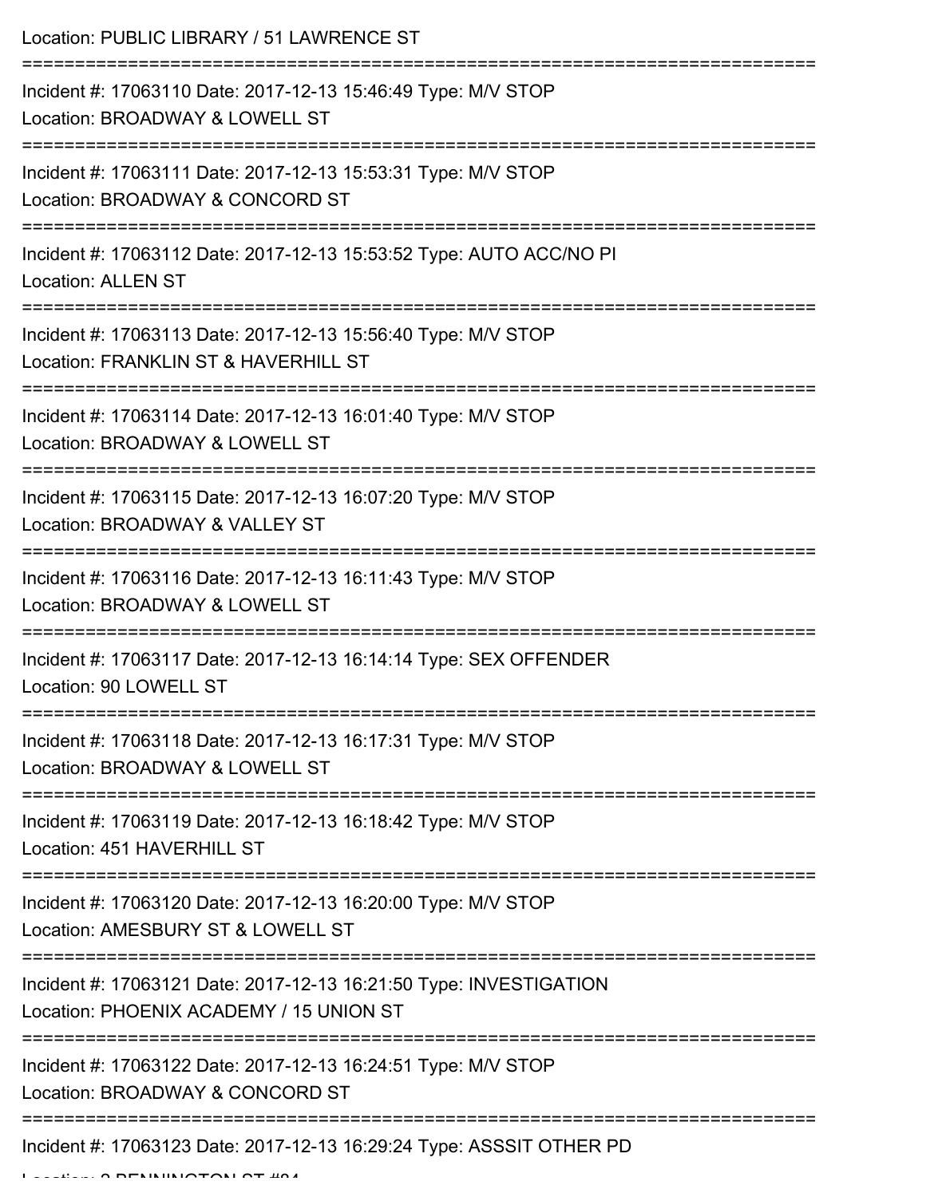Location: PUBLIC LIBRARY / 51 LAWRENCE ST

===========================================================================

Incident #: 17063110 Date: 2017-12-13 15:46:49 Type: M/V STOP

Location: BROADWAY & LOWELL ST

===========================================================================

Incident #: 17063111 Date: 2017-12-13 15:53:31 Type: M/V STOP

Location: BROADWAY & CONCORD ST

===========================================================================

Incident #: 17063112 Date: 2017-12-13 15:53:52 Type: AUTO ACC/NO PI

Location: ALLEN ST

===========================================================================

Incident #: 17063113 Date: 2017-12-13 15:56:40 Type: M/V STOP

Location: FRANKLIN ST & HAVERHILL ST

===========================================================================

Incident #: 17063114 Date: 2017-12-13 16:01:40 Type: M/V STOP

Location: BROADWAY & LOWELL ST

===========================================================================

Incident #: 17063115 Date: 2017-12-13 16:07:20 Type: M/V STOP

Location: BROADWAY & VALLEY ST

===========================================================================

Incident #: 17063116 Date: 2017-12-13 16:11:43 Type: M/V STOP

Location: BROADWAY & LOWELL ST

===========================================================================

Incident #: 17063117 Date: 2017-12-13 16:14:14 Type: SEX OFFENDER

Location: 90 LOWELL ST

===========================================================================

Incident #: 17063118 Date: 2017-12-13 16:17:31 Type: M/V STOP

Location: BROADWAY & LOWELL ST

===========================================================================

Incident #: 17063119 Date: 2017-12-13 16:18:42 Type: M/V STOP

Location: 451 HAVERHILL ST

===========================================================================

Incident #: 17063120 Date: 2017-12-13 16:20:00 Type: M/V STOP

Location: AMESBURY ST & LOWELL ST

===========================================================================

Incident #: 17063121 Date: 2017-12-13 16:21:50 Type: INVESTIGATION

Location: PHOENIX ACADEMY / 15 UNION ST

===========================================================================

Incident #: 17063122 Date: 2017-12-13 16:24:51 Type: M/V STOP

Location: BROADWAY & CONCORD ST

===========================================================================

Incident #: 17063123 Date: 2017-12-13 16:29:24 Type: ASSSIT OTHER PD

Location: 2 BENNINGTON ST #84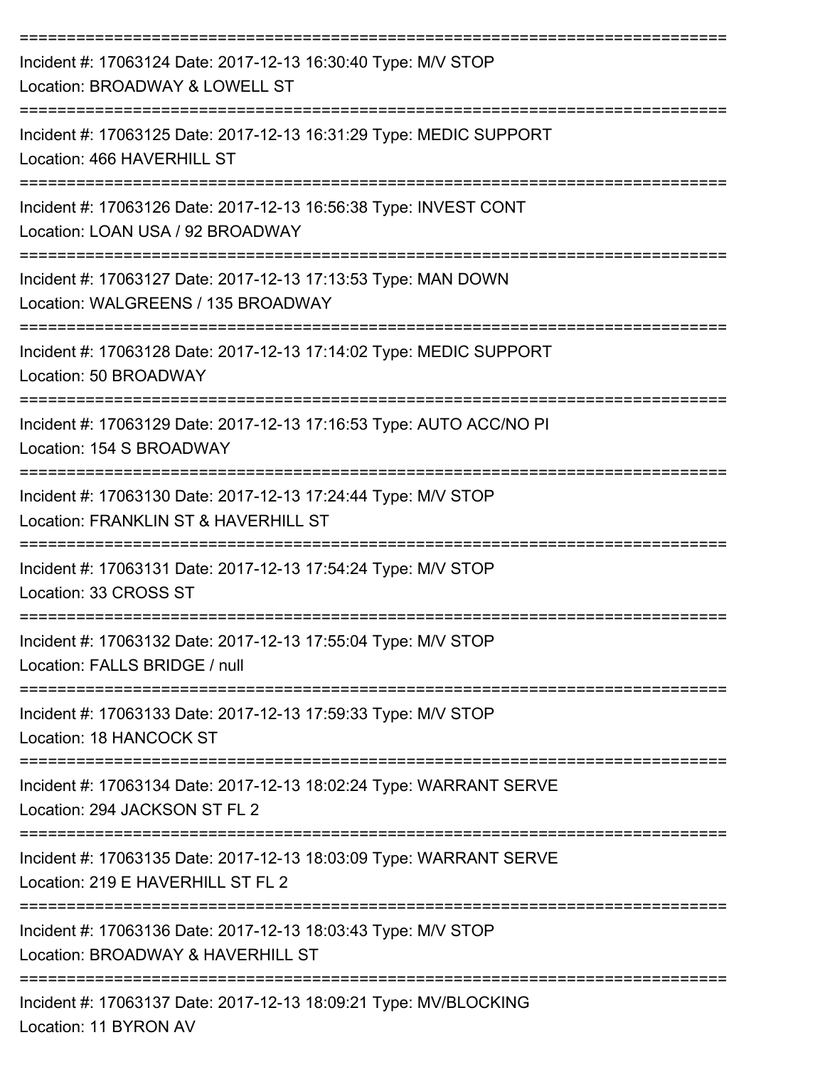===========================================================================

Incident #: 17063124 Date: 2017-12-13 16:30:40 Type: M/V STOP
Location: BROADWAY & LOWELL ST

===========================================================================

Incident #: 17063125 Date: 2017-12-13 16:31:29 Type: MEDIC SUPPORT
Location: 466 HAVERHILL ST

===========================================================================

Incident #: 17063126 Date: 2017-12-13 16:56:38 Type: INVEST CONT
Location: LOAN USA / 92 BROADWAY

===========================================================================

Incident #: 17063127 Date: 2017-12-13 17:13:53 Type: MAN DOWN
Location: WALGREENS / 135 BROADWAY

===========================================================================

Incident #: 17063128 Date: 2017-12-13 17:14:02 Type: MEDIC SUPPORT
Location: 50 BROADWAY

===========================================================================

Incident #: 17063129 Date: 2017-12-13 17:16:53 Type: AUTO ACC/NO PI
Location: 154 S BROADWAY

===========================================================================

Incident #: 17063130 Date: 2017-12-13 17:24:44 Type: M/V STOP
Location: FRANKLIN ST & HAVERHILL ST

===========================================================================

Incident #: 17063131 Date: 2017-12-13 17:54:24 Type: M/V STOP
Location: 33 CROSS ST

===========================================================================

Incident #: 17063132 Date: 2017-12-13 17:55:04 Type: M/V STOP
Location: FALLS BRIDGE / null

===========================================================================

Incident #: 17063133 Date: 2017-12-13 17:59:33 Type: M/V STOP
Location: 18 HANCOCK ST

===========================================================================

Incident #: 17063134 Date: 2017-12-13 18:02:24 Type: WARRANT SERVE
Location: 294 JACKSON ST FL 2

===========================================================================

Incident #: 17063135 Date: 2017-12-13 18:03:09 Type: WARRANT SERVE
Location: 219 E HAVERHILL ST FL 2

===========================================================================

Incident #: 17063136 Date: 2017-12-13 18:03:43 Type: M/V STOP
Location: BROADWAY & HAVERHILL ST

===========================================================================

Incident #: 17063137 Date: 2017-12-13 18:09:21 Type: MV/BLOCKING
Location: 11 BYRON AV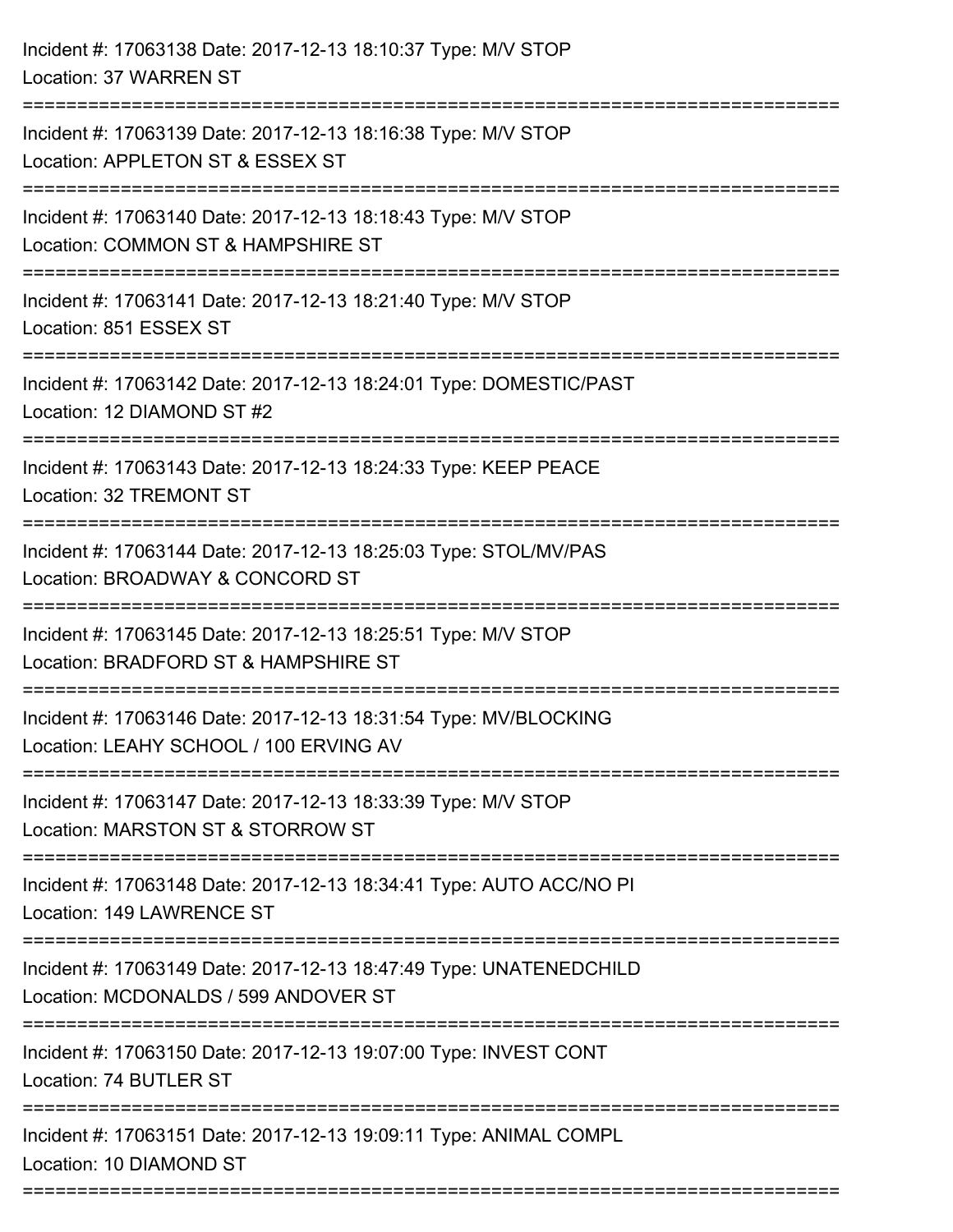Incident #: 17063138 Date: 2017-12-13 18:10:37 Type: M/V STOP
Location: 37 WARREN ST

===========================================================================

Incident #: 17063139 Date: 2017-12-13 18:16:38 Type: M/V STOP
Location: APPLETON ST & ESSEX ST

===========================================================================

Incident #: 17063140 Date: 2017-12-13 18:18:43 Type: M/V STOP
Location: COMMON ST & HAMPSHIRE ST

===========================================================================

Incident #: 17063141 Date: 2017-12-13 18:21:40 Type: M/V STOP
Location: 851 ESSEX ST

===========================================================================

Incident #: 17063142 Date: 2017-12-13 18:24:01 Type: DOMESTIC/PAST
Location: 12 DIAMOND ST #2

===========================================================================

Incident #: 17063143 Date: 2017-12-13 18:24:33 Type: KEEP PEACE
Location: 32 TREMONT ST

===========================================================================

Incident #: 17063144 Date: 2017-12-13 18:25:03 Type: STOL/MV/PAS
Location: BROADWAY & CONCORD ST

===========================================================================

Incident #: 17063145 Date: 2017-12-13 18:25:51 Type: M/V STOP
Location: BRADFORD ST & HAMPSHIRE ST

===========================================================================

Incident #: 17063146 Date: 2017-12-13 18:31:54 Type: MV/BLOCKING
Location: LEAHY SCHOOL / 100 ERVING AV

===========================================================================

Incident #: 17063147 Date: 2017-12-13 18:33:39 Type: M/V STOP
Location: MARSTON ST & STORROW ST

===========================================================================

Incident #: 17063148 Date: 2017-12-13 18:34:41 Type: AUTO ACC/NO PI
Location: 149 LAWRENCE ST

===========================================================================

Incident #: 17063149 Date: 2017-12-13 18:47:49 Type: UNATENEDCHILD
Location: MCDONALDS / 599 ANDOVER ST

===========================================================================

Incident #: 17063150 Date: 2017-12-13 19:07:00 Type: INVEST CONT
Location: 74 BUTLER ST

===========================================================================

Incident #: 17063151 Date: 2017-12-13 19:09:11 Type: ANIMAL COMPL
Location: 10 DIAMOND ST

===========================================================================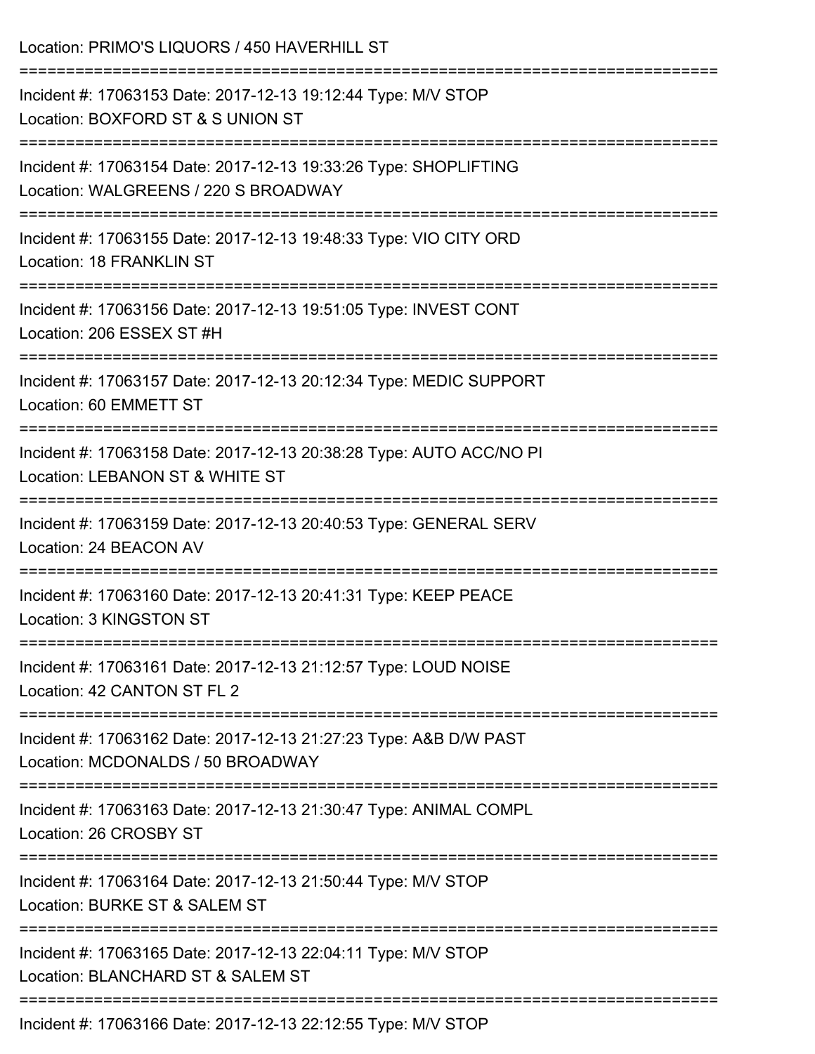Location: PRIMO'S LIQUORS / 450 HAVERHILL ST

===========================================================================

Incident #: 17063153 Date: 2017-12-13 19:12:44 Type: M/V STOP
Location: BOXFORD ST & S UNION ST

===========================================================================

Incident #: 17063154 Date: 2017-12-13 19:33:26 Type: SHOPLIFTING
Location: WALGREENS / 220 S BROADWAY

===========================================================================

Incident #: 17063155 Date: 2017-12-13 19:48:33 Type: VIO CITY ORD
Location: 18 FRANKLIN ST

===========================================================================

Incident #: 17063156 Date: 2017-12-13 19:51:05 Type: INVEST CONT
Location: 206 ESSEX ST #H

===========================================================================

Incident #: 17063157 Date: 2017-12-13 20:12:34 Type: MEDIC SUPPORT
Location: 60 EMMETT ST

===========================================================================

Incident #: 17063158 Date: 2017-12-13 20:38:28 Type: AUTO ACC/NO PI
Location: LEBANON ST & WHITE ST

===========================================================================

Incident #: 17063159 Date: 2017-12-13 20:40:53 Type: GENERAL SERV
Location: 24 BEACON AV

===========================================================================

Incident #: 17063160 Date: 2017-12-13 20:41:31 Type: KEEP PEACE
Location: 3 KINGSTON ST

===========================================================================

Incident #: 17063161 Date: 2017-12-13 21:12:57 Type: LOUD NOISE
Location: 42 CANTON ST FL 2

===========================================================================

Incident #: 17063162 Date: 2017-12-13 21:27:23 Type: A&B D/W PAST
Location: MCDONALDS / 50 BROADWAY

===========================================================================

Incident #: 17063163 Date: 2017-12-13 21:30:47 Type: ANIMAL COMPL
Location: 26 CROSBY ST

===========================================================================

Incident #: 17063164 Date: 2017-12-13 21:50:44 Type: M/V STOP
Location: BURKE ST & SALEM ST

===========================================================================

Incident #: 17063165 Date: 2017-12-13 22:04:11 Type: M/V STOP
Location: BLANCHARD ST & SALEM ST

===========================================================================

Incident #: 17063166 Date: 2017-12-13 22:12:55 Type: M/V STOP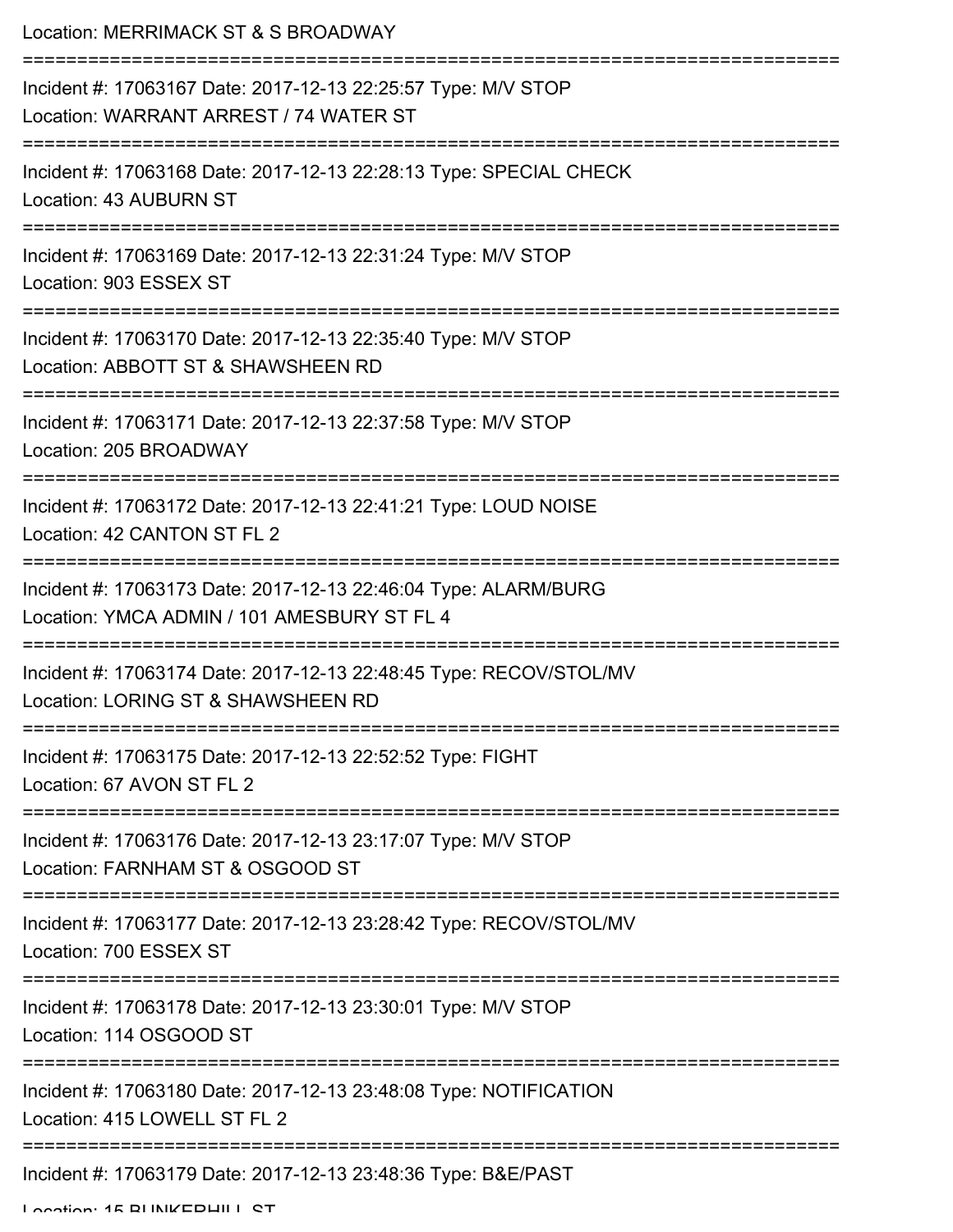Location: MERRIMACK ST & S BROADWAY

===========================================================================

Incident #: 17063167 Date: 2017-12-13 22:25:57 Type: M/V STOP

Location: WARRANT ARREST / 74 WATER ST

===========================================================================

Incident #: 17063168 Date: 2017-12-13 22:28:13 Type: SPECIAL CHECK

Location: 43 AUBURN ST

===========================================================================

Incident #: 17063169 Date: 2017-12-13 22:31:24 Type: M/V STOP

Location: 903 ESSEX ST

===========================================================================

Incident #: 17063170 Date: 2017-12-13 22:35:40 Type: M/V STOP

Location: ABBOTT ST & SHAWSHEEN RD

===========================================================================

Incident #: 17063171 Date: 2017-12-13 22:37:58 Type: M/V STOP

Location: 205 BROADWAY

===========================================================================

Incident #: 17063172 Date: 2017-12-13 22:41:21 Type: LOUD NOISE

Location: 42 CANTON ST FL 2

===========================================================================

Incident #: 17063173 Date: 2017-12-13 22:46:04 Type: ALARM/BURG

Location: YMCA ADMIN / 101 AMESBURY ST FL 4

===========================================================================

Incident #: 17063174 Date: 2017-12-13 22:48:45 Type: RECOV/STOL/MV

Location: LORING ST & SHAWSHEEN RD

===========================================================================

Incident #: 17063175 Date: 2017-12-13 22:52:52 Type: FIGHT

Location: 67 AVON ST FL 2

===========================================================================

Incident #: 17063176 Date: 2017-12-13 23:17:07 Type: M/V STOP

Location: FARNHAM ST & OSGOOD ST

===========================================================================

Incident #: 17063177 Date: 2017-12-13 23:28:42 Type: RECOV/STOL/MV

Location: 700 ESSEX ST

===========================================================================

Incident #: 17063178 Date: 2017-12-13 23:30:01 Type: M/V STOP

Location: 114 OSGOOD ST

===========================================================================

Incident #: 17063180 Date: 2017-12-13 23:48:08 Type: NOTIFICATION

Location: 415 LOWELL ST FL 2

===========================================================================

Incident #: 17063179 Date: 2017-12-13 23:48:36 Type: B&E/PAST

Location: 15 BUNKERHILL ST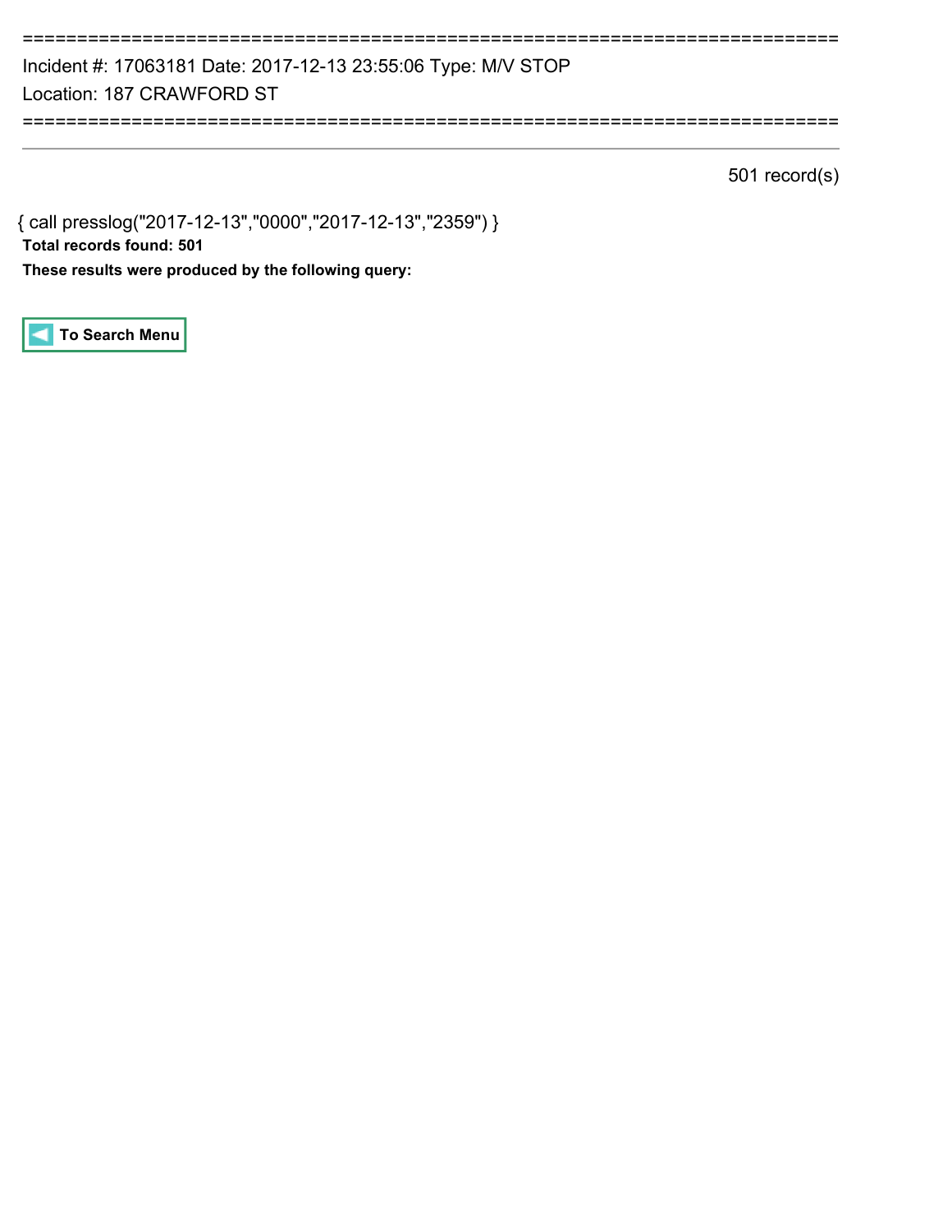===========================================================================

Incident #: 17063181 Date: 2017-12-13 23:55:06 Type: M/V STOP

Location: 187 CRAWFORD ST

===========================================================================

---

501 record(s)

{ call presslog("2017-12-13","0000","2017-12-13","2359") }

**Total records found: 501**

**These results were produced by the following query:**

**To Search Menu**